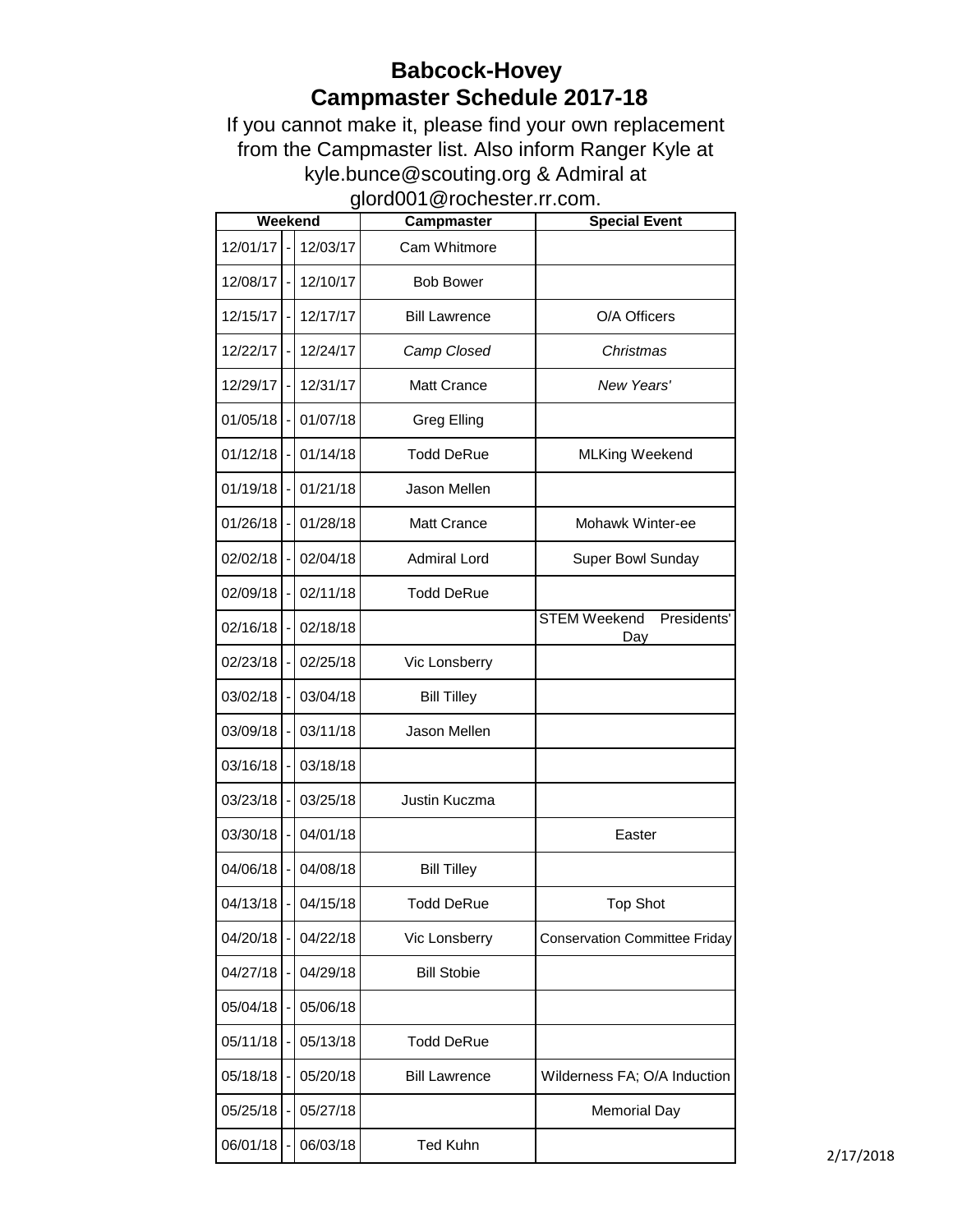# Babcock-Hovey
## Campmaster Schedule 2017-18

If you cannot make it, please find your own replacement from the Campmaster list. Also inform Ranger Kyle at kyle.bunce@scouting.org & Admiral at glord001@rochester.rr.com.

| Weekend | | | Campmaster | Special Event |
|---|---|---|---|---|
| 12/01/17 | - | 12/03/17 | Cam Whitmore | |
| 12/08/17 | - | 12/10/17 | Bob Bower | |
| 12/15/17 | - | 12/17/17 | Bill Lawrence | O/A Officers |
| 12/22/17 | - | 12/24/17 | *Camp Closed* | *Christmas* |
| 12/29/17 | - | 12/31/17 | Matt Crance | *New Years'* |
| 01/05/18 | - | 01/07/18 | Greg Elling | |
| 01/12/18 | - | 01/14/18 | Todd DeRue | MLKing Weekend |
| 01/19/18 | - | 01/21/18 | Jason Mellen | |
| 01/26/18 | - | 01/28/18 | Matt Crance | Mohawk Winter-ee |
| 02/02/18 | - | 02/04/18 | Admiral Lord | Super Bowl Sunday |
| 02/09/18 | - | 02/11/18 | Todd DeRue | |
| 02/16/18 | - | 02/18/18 | | STEM Weekend Presidents' Day |
| 02/23/18 | - | 02/25/18 | Vic Lonsberry | |
| 03/02/18 | - | 03/04/18 | Bill Tilley | |
| 03/09/18 | - | 03/11/18 | Jason Mellen | |
| 03/16/18 | - | 03/18/18 | | |
| 03/23/18 | - | 03/25/18 | Justin Kuczma | |
| 03/30/18 | - | 04/01/18 | | Easter |
| 04/06/18 | - | 04/08/18 | Bill Tilley | |
| 04/13/18 | - | 04/15/18 | Todd DeRue | Top Shot |
| 04/20/18 | - | 04/22/18 | Vic Lonsberry | Conservation Committee Friday |
| 04/27/18 | - | 04/29/18 | Bill Stobie | |
| 05/04/18 | - | 05/06/18 | | |
| 05/11/18 | - | 05/13/18 | Todd DeRue | |
| 05/18/18 | - | 05/20/18 | Bill Lawrence | Wilderness FA; O/A Induction |
| 05/25/18 | - | 05/27/18 | | Memorial Day |
| 06/01/18 | - | 06/03/18 | Ted Kuhn | |

2/17/2018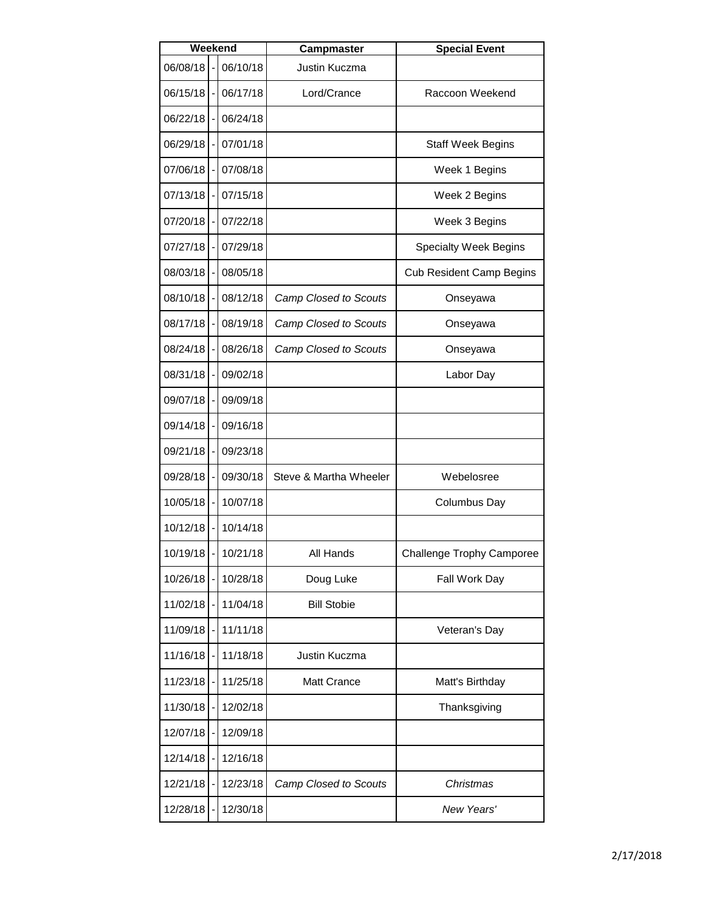| Weekend | | | Campmaster | Special Event |
|---|---|---|---|---|
| 06/08/18 | - | 06/10/18 | Justin Kuczma | |
| 06/15/18 | - | 06/17/18 | Lord/Crance | Raccoon Weekend |
| 06/22/18 | - | 06/24/18 | | |
| 06/29/18 | - | 07/01/18 | | Staff Week Begins |
| 07/06/18 | - | 07/08/18 | | Week 1 Begins |
| 07/13/18 | - | 07/15/18 | | Week 2 Begins |
| 07/20/18 | - | 07/22/18 | | Week 3 Begins |
| 07/27/18 | - | 07/29/18 | | Specialty Week Begins |
| 08/03/18 | - | 08/05/18 | | Cub Resident Camp Begins |
| 08/10/18 | - | 08/12/18 | *Camp Closed to Scouts* | Onseyawa |
| 08/17/18 | - | 08/19/18 | *Camp Closed to Scouts* | Onseyawa |
| 08/24/18 | - | 08/26/18 | *Camp Closed to Scouts* | Onseyawa |
| 08/31/18 | - | 09/02/18 | | Labor Day |
| 09/07/18 | - | 09/09/18 | | |
| 09/14/18 | - | 09/16/18 | | |
| 09/21/18 | - | 09/23/18 | | |
| 09/28/18 | - | 09/30/18 | Steve & Martha Wheeler | Webelosree |
| 10/05/18 | - | 10/07/18 | | Columbus Day |
| 10/12/18 | - | 10/14/18 | | |
| 10/19/18 | - | 10/21/18 | All Hands | Challenge Trophy Camporee |
| 10/26/18 | - | 10/28/18 | Doug Luke | Fall Work Day |
| 11/02/18 | - | 11/04/18 | Bill Stobie | |
| 11/09/18 | - | 11/11/18 | | Veteran's Day |
| 11/16/18 | - | 11/18/18 | Justin Kuczma | |
| 11/23/18 | - | 11/25/18 | Matt Crance | Matt's Birthday |
| 11/30/18 | - | 12/02/18 | | Thanksgiving |
| 12/07/18 | - | 12/09/18 | | |
| 12/14/18 | - | 12/16/18 | | |
| 12/21/18 | - | 12/23/18 | *Camp Closed to Scouts* | *Christmas* |
| 12/28/18 | - | 12/30/18 | | *New Years'* |

2/17/2018